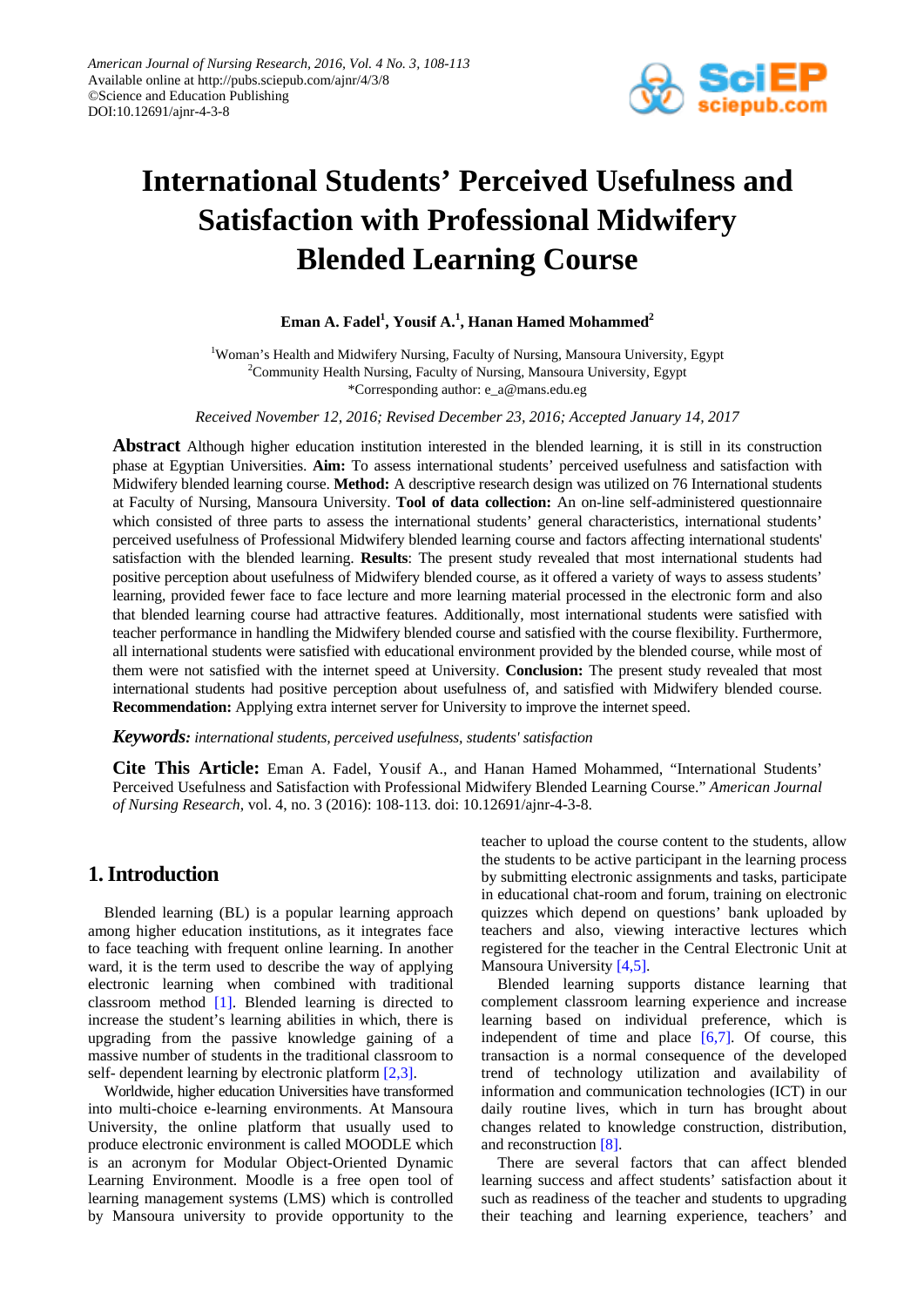# International Students' Perceived Usefulness and Satisfaction with Professional Midwifery Blended Learning Course

**Eman A. Fadel[1], Yousif A.[1], Hanan Hamed Mohammed[2]**

[1]Woman's Health and Midwifery Nursing, Faculty of Nursing, Mansoura University, Egypt
[2]Community Health Nursing, Faculty of Nursing, Mansoura University, Egypt
*Corresponding author: e_a@mans.edu.eg

*Received November 12, 2016; Revised December 23, 2016; Accepted January 14, 2017*

**Abstract** Although higher education institution interested in the blended learning, it is still in its construction phase at Egyptian Universities. **Aim:** To assess international students' perceived usefulness and satisfaction with Midwifery blended learning course. **Method:** A descriptive research design was utilized on 76 International students at Faculty of Nursing, Mansoura University. **Tool of data collection:** An on-line self-administered questionnaire which consisted of three parts to assess the international students' general characteristics, international students' perceived usefulness of Professional Midwifery blended learning course and factors affecting international students' satisfaction with the blended learning. **Results**: The present study revealed that most international students had positive perception about usefulness of Midwifery blended course, as it offered a variety of ways to assess students' learning, provided fewer face to face lecture and more learning material processed in the electronic form and also that blended learning course had attractive features. Additionally, most international students were satisfied with teacher performance in handling the Midwifery blended course and satisfied with the course flexibility. Furthermore, all international students were satisfied with educational environment provided by the blended course, while most of them were not satisfied with the internet speed at University. **Conclusion:** The present study revealed that most international students had positive perception about usefulness of, and satisfied with Midwifery blended course. **Recommendation:** Applying extra internet server for University to improve the internet speed.

***Keywords:*** *international students, perceived usefulness, students' satisfaction*

**Cite This Article:** Eman A. Fadel, Yousif A., and Hanan Hamed Mohammed, "International Students' Perceived Usefulness and Satisfaction with Professional Midwifery Blended Learning Course." *American Journal of Nursing Research*, vol. 4, no. 3 (2016): 108-113. doi: 10.12691/ajnr-4-3-8.

## 1. Introduction

Blended learning (BL) is a popular learning approach among higher education institutions, as it integrates face to face teaching with frequent online learning. In another ward, it is the term used to describe the way of applying electronic learning when combined with traditional classroom method [1]. Blended learning is directed to increase the student's learning abilities in which, there is upgrading from the passive knowledge gaining of a massive number of students in the traditional classroom to self- dependent learning by electronic platform [2,3].

Worldwide, higher education Universities have transformed into multi-choice e-learning environments. At Mansoura University, the online platform that usually used to produce electronic environment is called MOODLE which is an acronym for Modular Object-Oriented Dynamic Learning Environment. Moodle is a free open tool of learning management systems (LMS) which is controlled by Mansoura university to provide opportunity to the teacher to upload the course content to the students, allow the students to be active participant in the learning process by submitting electronic assignments and tasks, participate in educational chat-room and forum, training on electronic quizzes which depend on questions' bank uploaded by teachers and also, viewing interactive lectures which registered for the teacher in the Central Electronic Unit at Mansoura University [4,5].

Blended learning supports distance learning that complement classroom learning experience and increase learning based on individual preference, which is independent of time and place [6,7]. Of course, this transaction is a normal consequence of the developed trend of technology utilization and availability of information and communication technologies (ICT) in our daily routine lives, which in turn has brought about changes related to knowledge construction, distribution, and reconstruction [8].

There are several factors that can affect blended learning success and affect students' satisfaction about it such as readiness of the teacher and students to upgrading their teaching and learning experience, teachers' and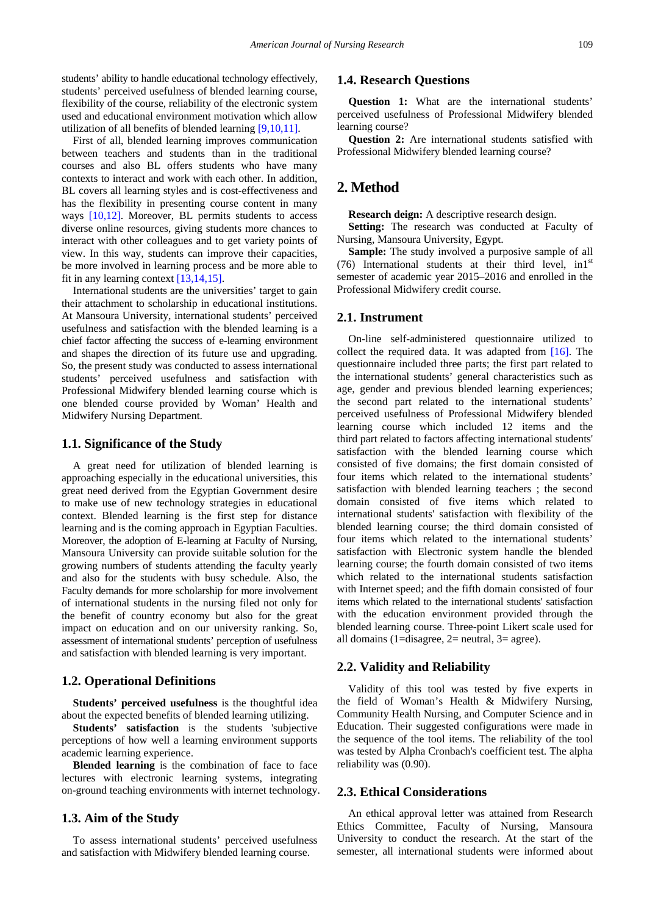students' ability to handle educational technology effectively, students' perceived usefulness of blended learning course, flexibility of the course, reliability of the electronic system used and educational environment motivation which allow utilization of all benefits of blended learning [9,10,11].

First of all, blended learning improves communication between teachers and students than in the traditional courses and also BL offers students who have many contexts to interact and work with each other. In addition, BL covers all learning styles and is cost-effectiveness and has the flexibility in presenting course content in many ways [10,12]. Moreover, BL permits students to access diverse online resources, giving students more chances to interact with other colleagues and to get variety points of view. In this way, students can improve their capacities, be more involved in learning process and be more able to fit in any learning context [13,14,15].

International students are the universities' target to gain their attachment to scholarship in educational institutions. At Mansoura University, international students' perceived usefulness and satisfaction with the blended learning is a chief factor affecting the success of e-learning environment and shapes the direction of its future use and upgrading. So, the present study was conducted to assess international students' perceived usefulness and satisfaction with Professional Midwifery blended learning course which is one blended course provided by Woman' Health and Midwifery Nursing Department.

### 1.1. Significance of the Study

A great need for utilization of blended learning is approaching especially in the educational universities, this great need derived from the Egyptian Government desire to make use of new technology strategies in educational context. Blended learning is the first step for distance learning and is the coming approach in Egyptian Faculties. Moreover, the adoption of E-learning at Faculty of Nursing, Mansoura University can provide suitable solution for the growing numbers of students attending the faculty yearly and also for the students with busy schedule. Also, the Faculty demands for more scholarship for more involvement of international students in the nursing filed not only for the benefit of country economy but also for the great impact on education and on our university ranking. So, assessment of international students' perception of usefulness and satisfaction with blended learning is very important.

### 1.2. Operational Definitions

**Students' perceived usefulness** is the thoughtful idea about the expected benefits of blended learning utilizing.

**Students' satisfaction** is the students 'subjective perceptions of how well a learning environment supports academic learning experience.

**Blended learning** is the combination of face to face lectures with electronic learning systems, integrating on-ground teaching environments with internet technology.

### 1.3. Aim of the Study

To assess international students' perceived usefulness and satisfaction with Midwifery blended learning course.

### 1.4. Research Questions

**Question 1:** What are the international students' perceived usefulness of Professional Midwifery blended learning course?

**Question 2:** Are international students satisfied with Professional Midwifery blended learning course?

## 2. Method

**Research deign:** A descriptive research design.

**Setting:** The research was conducted at Faculty of Nursing, Mansoura University, Egypt.

**Sample:** The study involved a purposive sample of all (76) International students at their third level, in1st semester of academic year 2015–2016 and enrolled in the Professional Midwifery credit course.

### 2.1. Instrument

On-line self-administered questionnaire utilized to collect the required data. It was adapted from [16]. The questionnaire included three parts; the first part related to the international students' general characteristics such as age, gender and previous blended learning experiences; the second part related to the international students' perceived usefulness of Professional Midwifery blended learning course which included 12 items and the third part related to factors affecting international students' satisfaction with the blended learning course which consisted of five domains; the first domain consisted of four items which related to the international students' satisfaction with blended learning teachers ; the second domain consisted of five items which related to international students' satisfaction with flexibility of the blended learning course; the third domain consisted of four items which related to the international students' satisfaction with Electronic system handle the blended learning course; the fourth domain consisted of two items which related to the international students satisfaction with Internet speed; and the fifth domain consisted of four items which related to the international students' satisfaction with the education environment provided through the blended learning course. Three-point Likert scale used for all domains (1=disagree, 2= neutral, 3= agree).

### 2.2. Validity and Reliability

Validity of this tool was tested by five experts in the field of Woman's Health & Midwifery Nursing, Community Health Nursing, and Computer Science and in Education. Their suggested configurations were made in the sequence of the tool items. The reliability of the tool was tested by Alpha Cronbach's coefficient test. The alpha reliability was (0.90).

### 2.3. Ethical Considerations

An ethical approval letter was attained from Research Ethics Committee, Faculty of Nursing, Mansoura University to conduct the research. At the start of the semester, all international students were informed about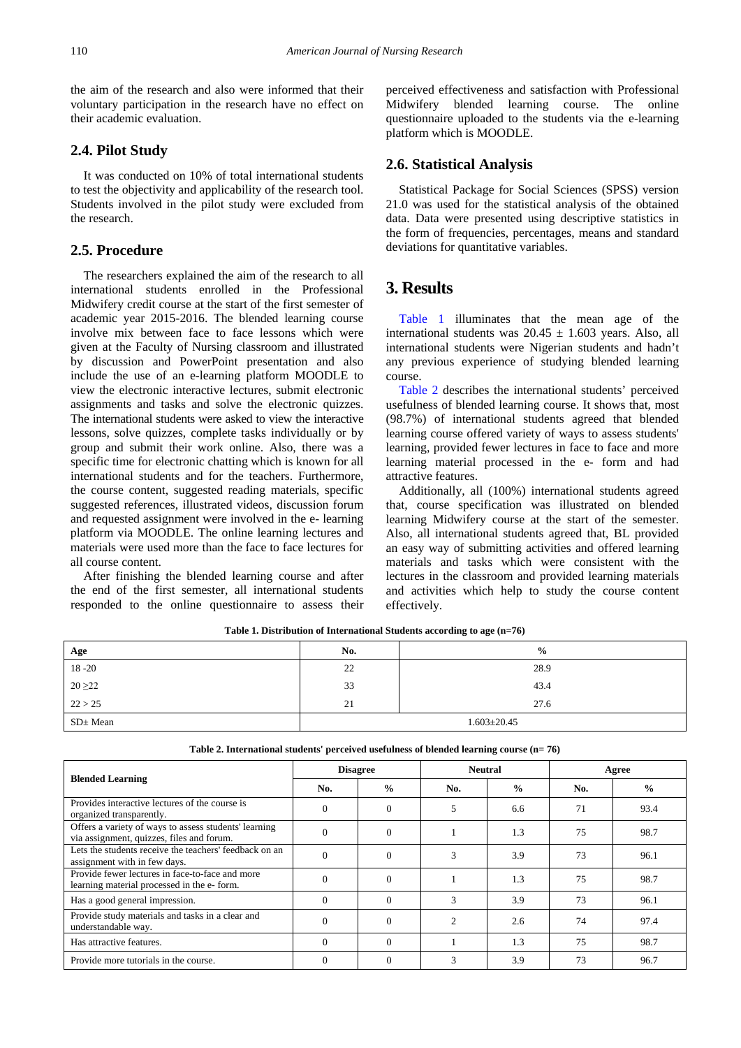the aim of the research and also were informed that their voluntary participation in the research have no effect on their academic evaluation.

## 2.4. Pilot Study

It was conducted on 10% of total international students to test the objectivity and applicability of the research tool. Students involved in the pilot study were excluded from the research.

## 2.5. Procedure

The researchers explained the aim of the research to all international students enrolled in the Professional Midwifery credit course at the start of the first semester of academic year 2015-2016. The blended learning course involve mix between face to face lessons which were given at the Faculty of Nursing classroom and illustrated by discussion and PowerPoint presentation and also include the use of an e-learning platform MOODLE to view the electronic interactive lectures, submit electronic assignments and tasks and solve the electronic quizzes. The international students were asked to view the interactive lessons, solve quizzes, complete tasks individually or by group and submit their work online. Also, there was a specific time for electronic chatting which is known for all international students and for the teachers. Furthermore, the course content, suggested reading materials, specific suggested references, illustrated videos, discussion forum and requested assignment were involved in the e- learning platform via MOODLE. The online learning lectures and materials were used more than the face to face lectures for all course content.

After finishing the blended learning course and after the end of the first semester, all international students responded to the online questionnaire to assess their perceived effectiveness and satisfaction with Professional Midwifery blended learning course. The online questionnaire uploaded to the students via the e-learning platform which is MOODLE.

## 2.6. Statistical Analysis

Statistical Package for Social Sciences (SPSS) version 21.0 was used for the statistical analysis of the obtained data. Data were presented using descriptive statistics in the form of frequencies, percentages, means and standard deviations for quantitative variables.

# 3. Results

Table 1 illuminates that the mean age of the international students was $20.45 \pm 1.603$ years. Also, all international students were Nigerian students and hadn't any previous experience of studying blended learning course.

Table 2 describes the international students' perceived usefulness of blended learning course. It shows that, most (98.7%) of international students agreed that blended learning course offered variety of ways to assess students' learning, provided fewer lectures in face to face and more learning material processed in the e- form and had attractive features.

Additionally, all (100%) international students agreed that, course specification was illustrated on blended learning Midwifery course at the start of the semester. Also, all international students agreed that, BL provided an easy way of submitting activities and offered learning materials and tasks which were consistent with the lectures in the classroom and provided learning materials and activities which help to study the course content effectively.

**Table 1. Distribution of International Students according to age (n=76)**

| Age | No. | % |
|---|---|---|
| 18 -20 | 22 | 28.9 |
| 20 ≥22 | 33 | 43.4 |
| 22 > 25 | 21 | 27.6 |
| SD± Mean | 1.603±20.45 | |

**Table 2. International students' perceived usefulness of blended learning course (n= 76)**

| Blended Learning | Disagree | | Neutral | | Agree | |
|---|---|---|---|---|---|---|
| | No. | % | No. | % | No. | % |
| Provides interactive lectures of the course is organized transparently. | 0 | 0 | 5 | 6.6 | 71 | 93.4 |
| Offers a variety of ways to assess students' learning via assignment, quizzes, files and forum. | 0 | 0 | 1 | 1.3 | 75 | 98.7 |
| Lets the students receive the teachers' feedback on an assignment with in few days. | 0 | 0 | 3 | 3.9 | 73 | 96.1 |
| Provide fewer lectures in face-to-face and more learning material processed in the e- form. | 0 | 0 | 1 | 1.3 | 75 | 98.7 |
| Has a good general impression. | 0 | 0 | 3 | 3.9 | 73 | 96.1 |
| Provide study materials and tasks in a clear and understandable way. | 0 | 0 | 2 | 2.6 | 74 | 97.4 |
| Has attractive features. | 0 | 0 | 1 | 1.3 | 75 | 98.7 |
| Provide more tutorials in the course. | 0 | 0 | 3 | 3.9 | 73 | 96.7 |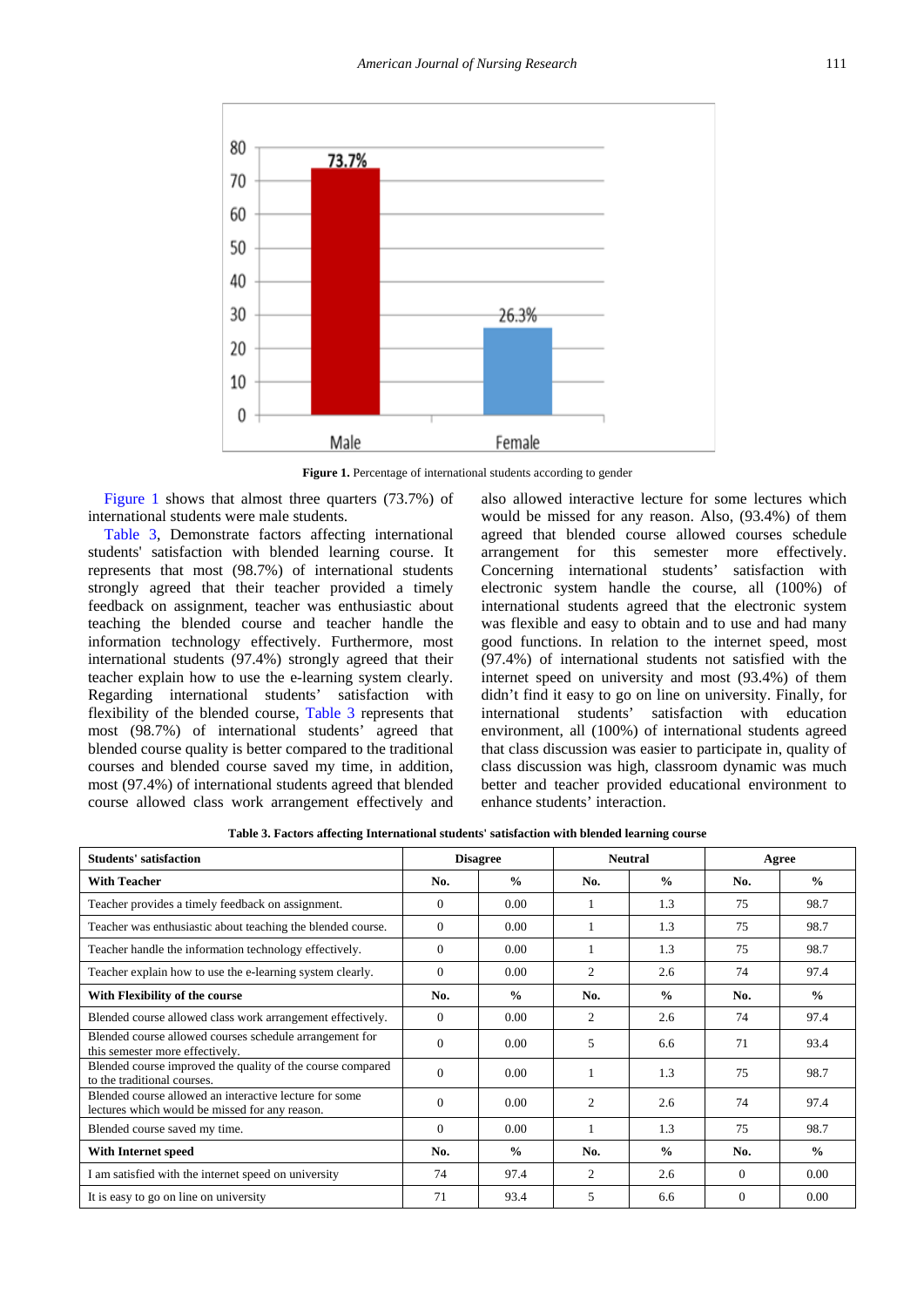Figure 1. Percentage of international students according to gender

Figure 1 shows that almost three quarters (73.7%) of international students were male students.

Table 3, Demonstrate factors affecting international students' satisfaction with blended learning course. It represents that most (98.7%) of international students strongly agreed that their teacher provided a timely feedback on assignment, teacher was enthusiastic about teaching the blended course and teacher handle the information technology effectively. Furthermore, most international students (97.4%) strongly agreed that their teacher explain how to use the e-learning system clearly. Regarding international students' satisfaction with flexibility of the blended course, Table 3 represents that most (98.7%) of international students' agreed that blended course quality is better compared to the traditional courses and blended course saved my time, in addition, most (97.4%) of international students agreed that blended course allowed class work arrangement effectively and also allowed interactive lecture for some lectures which would be missed for any reason. Also, (93.4%) of them agreed that blended course allowed courses schedule arrangement for this semester more effectively. Concerning international students' satisfaction with electronic system handle the course, all (100%) of international students agreed that the electronic system was flexible and easy to obtain and to use and had many good functions. In relation to the internet speed, most (97.4%) of international students not satisfied with the internet speed on university and most (93.4%) of them didn't find it easy to go on line on university. Finally, for international students' satisfaction with education environment, all (100%) of international students agreed that class discussion was easier to participate in, quality of class discussion was high, classroom dynamic was much better and teacher provided educational environment to enhance students' interaction.

**Table 3. Factors affecting International students' satisfaction with blended learning course**

| Students' satisfaction | Disagree | | Neutral | | Agree | |
|---|---|---|---|---|---|---|
| **With Teacher** | **No.** | **%** | **No.** | **%** | **No.** | **%** |
| Teacher provides a timely feedback on assignment. | 0 | 0.00 | 1 | 1.3 | 75 | 98.7 |
| Teacher was enthusiastic about teaching the blended course. | 0 | 0.00 | 1 | 1.3 | 75 | 98.7 |
| Teacher handle the information technology effectively. | 0 | 0.00 | 1 | 1.3 | 75 | 98.7 |
| Teacher explain how to use the e-learning system clearly. | 0 | 0.00 | 2 | 2.6 | 74 | 97.4 |
| **With Flexibility of the course** | **No.** | **%** | **No.** | **%** | **No.** | **%** |
| Blended course allowed class work arrangement effectively. | 0 | 0.00 | 2 | 2.6 | 74 | 97.4 |
| Blended course allowed courses schedule arrangement for this semester more effectively. | 0 | 0.00 | 5 | 6.6 | 71 | 93.4 |
| Blended course improved the quality of the course compared to the traditional courses. | 0 | 0.00 | 1 | 1.3 | 75 | 98.7 |
| Blended course allowed an interactive lecture for some lectures which would be missed for any reason. | 0 | 0.00 | 2 | 2.6 | 74 | 97.4 |
| Blended course saved my time. | 0 | 0.00 | 1 | 1.3 | 75 | 98.7 |
| **With Internet speed** | **No.** | **%** | **No.** | **%** | **No.** | **%** |
| I am satisfied with the internet speed on university | 74 | 97.4 | 2 | 2.6 | 0 | 0.00 |
| It is easy to go on line on university | 71 | 93.4 | 5 | 6.6 | 0 | 0.00 |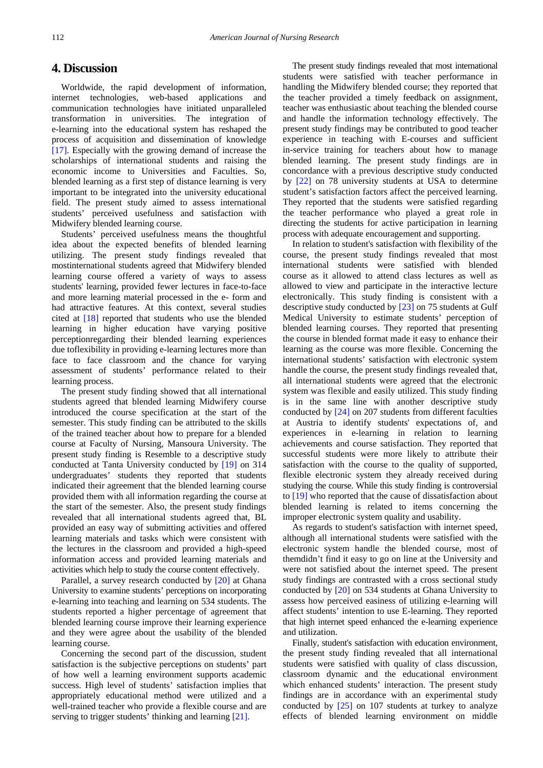## 4. Discussion

Worldwide, the rapid development of information, internet technologies, web-based applications and communication technologies have initiated unparalleled transformation in universities. The integration of e-learning into the educational system has reshaped the process of acquisition and dissemination of knowledge [17]. Especially with the growing demand of increase the scholarships of international students and raising the economic income to Universities and Faculties. So, blended learning as a first step of distance learning is very important to be integrated into the university educational field. The present study aimed to assess international students' perceived usefulness and satisfaction with Midwifery blended learning course.

Students' perceived usefulness means the thoughtful idea about the expected benefits of blended learning utilizing. The present study findings revealed that mostinternational students agreed that Midwifery blended learning course offered a variety of ways to assess students' learning, provided fewer lectures in face-to-face and more learning material processed in the e- form and had attractive features. At this context, several studies cited at [18] reported that students who use the blended learning in higher education have varying positive perceptionregarding their blended learning experiences due toflexibility in providing e-learning lectures more than face to face classroom and the chance for varying assessment of students' performance related to their learning process.

The present study finding showed that all international students agreed that blended learning Midwifery course introduced the course specification at the start of the semester. This study finding can be attributed to the skills of the trained teacher about how to prepare for a blended course at Faculty of Nursing, Mansoura University. The present study finding is Resemble to a descriptive study conducted at Tanta University conducted by [19] on 314 undergraduates' students they reported that students indicated their agreement that the blended learning course provided them with all information regarding the course at the start of the semester. Also, the present study findings revealed that all international students agreed that, BL provided an easy way of submitting activities and offered learning materials and tasks which were consistent with the lectures in the classroom and provided a high-speed information access and provided learning materials and activities which help to study the course content effectively.

Parallel, a survey research conducted by [20] at Ghana University to examine students' perceptions on incorporating e-learning into teaching and learning on 534 students. The students reported a higher percentage of agreement that blended learning course improve their learning experience and they were agree about the usability of the blended learning course.

Concerning the second part of the discussion, student satisfaction is the subjective perceptions on students' part of how well a learning environment supports academic success. High level of students' satisfaction implies that appropriately educational method were utilized and a well-trained teacher who provide a flexible course and are serving to trigger students' thinking and learning [21].

The present study findings revealed that most international students were satisfied with teacher performance in handling the Midwifery blended course; they reported that the teacher provided a timely feedback on assignment, teacher was enthusiastic about teaching the blended course and handle the information technology effectively. The present study findings may be contributed to good teacher experience in teaching with E-courses and sufficient in-service training for teachers about how to manage blended learning. The present study findings are in concordance with a previous descriptive study conducted by [22] on 78 university students at USA to determine student's satisfaction factors affect the perceived learning. They reported that the students were satisfied regarding the teacher performance who played a great role in directing the students for active participation in learning process with adequate encouragement and supporting.

In relation to student's satisfaction with flexibility of the course, the present study findings revealed that most international students were satisfied with blended course as it allowed to attend class lectures as well as allowed to view and participate in the interactive lecture electronically. This study finding is consistent with a descriptive study conducted by [23] on 75 students at Gulf Medical University to estimate students' perception of blended learning courses. They reported that presenting the course in blended format made it easy to enhance their learning as the course was more flexible. Concerning the international students' satisfaction with electronic system handle the course, the present study findings revealed that, all international students were agreed that the electronic system was flexible and easily utilized. This study finding is in the same line with another descriptive study conducted by [24] on 207 students from different faculties at Austria to identify students' expectations of, and experiences in e-learning in relation to learning achievements and course satisfaction. They reported that successful students were more likely to attribute their satisfaction with the course to the quality of supported, flexible electronic system they already received during studying the course. While this study finding is controversial to [19] who reported that the cause of dissatisfaction about blended learning is related to items concerning the improper electronic system quality and usability.

As regards to student's satisfaction with internet speed, although all international students were satisfied with the electronic system handle the blended course, most of themdidn't find it easy to go on line at the University and were not satisfied about the internet speed. The present study findings are contrasted with a cross sectional study conducted by [20] on 534 students at Ghana University to assess how perceived easiness of utilizing e-learning will affect students' intention to use E-learning. They reported that high internet speed enhanced the e-learning experience and utilization.

Finally, student's satisfaction with education environment, the present study finding revealed that all international students were satisfied with quality of class discussion, classroom dynamic and the educational environment which enhanced students' interaction. The present study findings are in accordance with an experimental study conducted by [25] on 107 students at turkey to analyze effects of blended learning environment on middle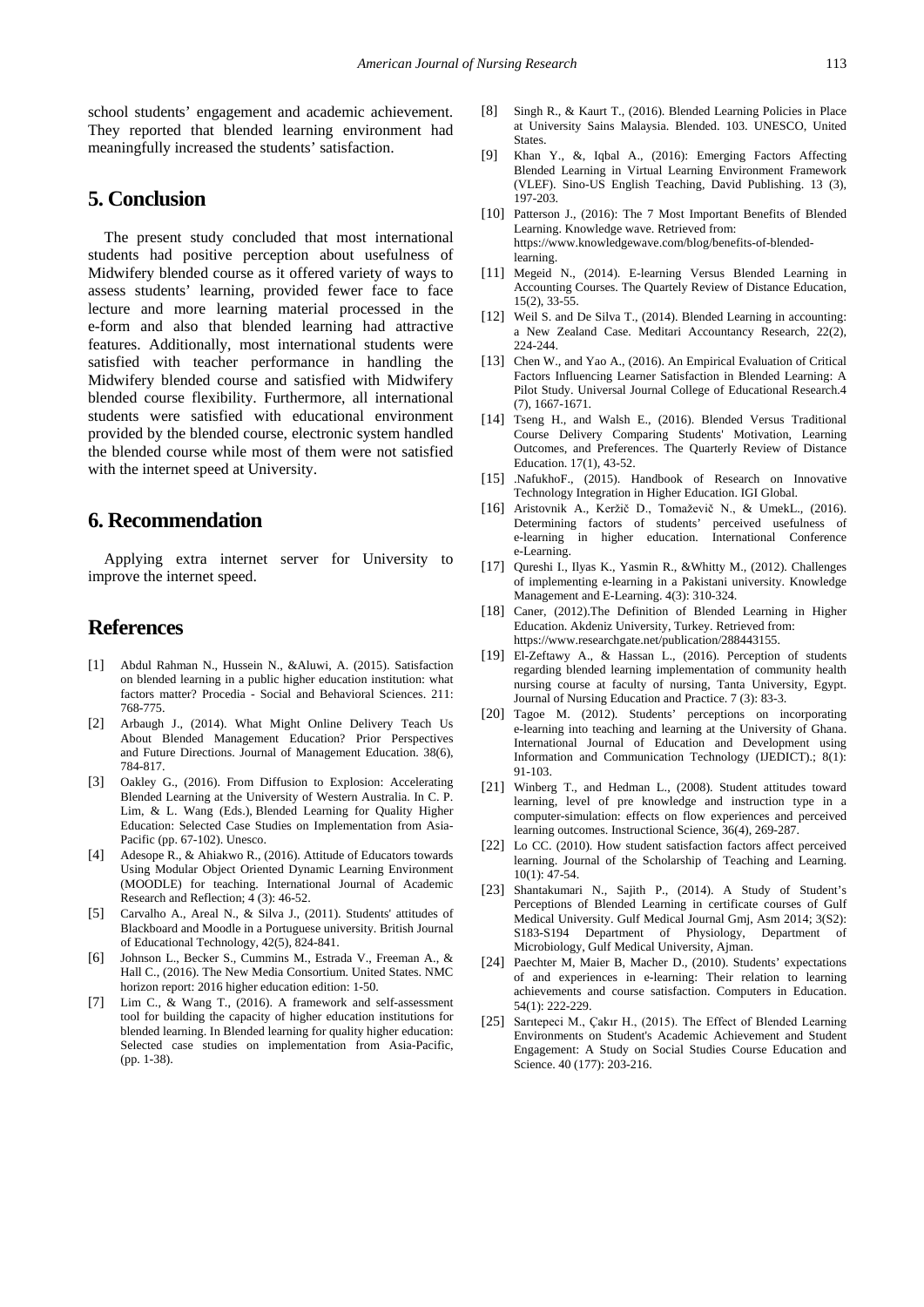school students' engagement and academic achievement. They reported that blended learning environment had meaningfully increased the students' satisfaction.

## 5. Conclusion

The present study concluded that most international students had positive perception about usefulness of Midwifery blended course as it offered variety of ways to assess students' learning, provided fewer face to face lecture and more learning material processed in the e-form and also that blended learning had attractive features. Additionally, most international students were satisfied with teacher performance in handling the Midwifery blended course and satisfied with Midwifery blended course flexibility. Furthermore, all international students were satisfied with educational environment provided by the blended course, electronic system handled the blended course while most of them were not satisfied with the internet speed at University.

## 6. Recommendation

Applying extra internet server for University to improve the internet speed.

## References

[1] Abdul Rahman N., Hussein N., &Aluwi, A. (2015). Satisfaction on blended learning in a public higher education institution: what factors matter? Procedia - Social and Behavioral Sciences. 211: 768-775.

[2] Arbaugh J., (2014). What Might Online Delivery Teach Us About Blended Management Education? Prior Perspectives and Future Directions. Journal of Management Education. 38(6), 784-817.

[3] Oakley G., (2016). From Diffusion to Explosion: Accelerating Blended Learning at the University of Western Australia. In C. P. Lim, & L. Wang (Eds.), Blended Learning for Quality Higher Education: Selected Case Studies on Implementation from Asia-Pacific (pp. 67-102). Unesco.

[4] Adesope R., & Ahiakwo R., (2016). Attitude of Educators towards Using Modular Object Oriented Dynamic Learning Environment (MOODLE) for teaching. International Journal of Academic Research and Reflection; 4 (3): 46-52.

[5] Carvalho A., Areal N., & Silva J., (2011). Students' attitudes of Blackboard and Moodle in a Portuguese university. British Journal of Educational Technology, 42(5), 824-841.

[6] Johnson L., Becker S., Cummins M., Estrada V., Freeman A., & Hall C., (2016). The New Media Consortium. United States. NMC horizon report: 2016 higher education edition: 1-50.

[7] Lim C., & Wang T., (2016). A framework and self-assessment tool for building the capacity of higher education institutions for blended learning. In Blended learning for quality higher education: Selected case studies on implementation from Asia-Pacific, (pp. 1-38).

[8] Singh R., & Kaurt T., (2016). Blended Learning Policies in Place at University Sains Malaysia. Blended. 103. UNESCO, United States.

[9] Khan Y., &, Iqbal A., (2016): Emerging Factors Affecting Blended Learning in Virtual Learning Environment Framework (VLEF). Sino-US English Teaching, David Publishing. 13 (3), 197-203.

[10] Patterson J., (2016): The 7 Most Important Benefits of Blended Learning. Knowledge wave. Retrieved from: https://www.knowledgewave.com/blog/benefits-of-blended-learning.

[11] Megeid N., (2014). E-learning Versus Blended Learning in Accounting Courses. The Quartely Review of Distance Education, 15(2), 33-55.

[12] Weil S. and De Silva T., (2014). Blended Learning in accounting: a New Zealand Case. Meditari Accountancy Research, 22(2), 224-244.

[13] Chen W., and Yao A., (2016). An Empirical Evaluation of Critical Factors Influencing Learner Satisfaction in Blended Learning: A Pilot Study. Universal Journal College of Educational Research.4 (7), 1667-1671.

[14] Tseng H., and Walsh E., (2016). Blended Versus Traditional Course Delivery Comparing Students' Motivation, Learning Outcomes, and Preferences. The Quarterly Review of Distance Education. 17(1), 43-52.

[15] .NafukhoF., (2015). Handbook of Research on Innovative Technology Integration in Higher Education. IGI Global.

[16] Aristovnik A., Keržič D., Tomaževič N., & UmekL., (2016). Determining factors of students' perceived usefulness of e-learning in higher education. International Conference e-Learning.

[17] Qureshi I., Ilyas K., Yasmin R., &Whitty M., (2012). Challenges of implementing e-learning in a Pakistani university. Knowledge Management and E-Learning. 4(3): 310-324.

[18] Caner, (2012).The Definition of Blended Learning in Higher Education. Akdeniz University, Turkey. Retrieved from: https://www.researchgate.net/publication/288443155.

[19] El-Zeftawy A., & Hassan L., (2016). Perception of students regarding blended learning implementation of community health nursing course at faculty of nursing, Tanta University, Egypt. Journal of Nursing Education and Practice. 7 (3): 83-3.

[20] Tagoe M. (2012). Students' perceptions on incorporating e-learning into teaching and learning at the University of Ghana. International Journal of Education and Development using Information and Communication Technology (IJEDICT).; 8(1): 91-103.

[21] Winberg T., and Hedman L., (2008). Student attitudes toward learning, level of pre knowledge and instruction type in a computer-simulation: effects on flow experiences and perceived learning outcomes. Instructional Science, 36(4), 269-287.

[22] Lo CC. (2010). How student satisfaction factors affect perceived learning. Journal of the Scholarship of Teaching and Learning. 10(1): 47-54.

[23] Shantakumari N., Sajith P., (2014). A Study of Student's Perceptions of Blended Learning in certificate courses of Gulf Medical University. Gulf Medical Journal Gmj, Asm 2014; 3(S2): S183-S194 Department of Physiology, Department of Microbiology, Gulf Medical University, Ajman.

[24] Paechter M, Maier B, Macher D., (2010). Students' expectations of and experiences in e-learning: Their relation to learning achievements and course satisfaction. Computers in Education. 54(1): 222-229.

[25] Sarıtepeci M., Çakır H., (2015). The Effect of Blended Learning Environments on Student's Academic Achievement and Student Engagement: A Study on Social Studies Course Education and Science. 40 (177): 203-216.